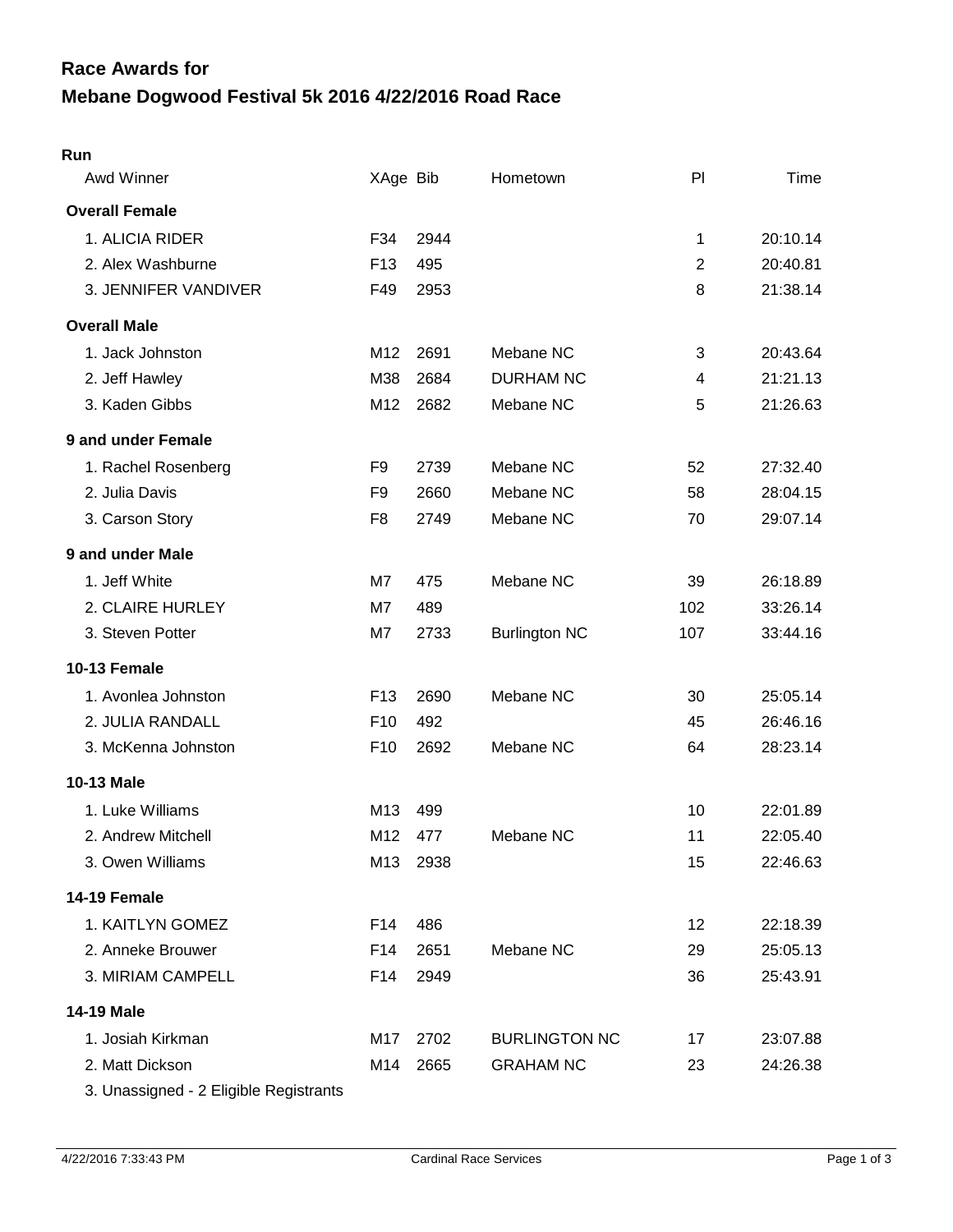# Race Awards for

# Mebane Dogwood Festival 5k 2016 4/22/2016 Road Race

**Run**

| Awd Winner | XAge | Bib | Hometown | Pl | Time |
|---|---|---|---|---|---|
| **Overall Female** | | | | | |
| 1. ALICIA RIDER | F34 | 2944 | | 1 | 20:10.14 |
| 2. Alex Washburne | F13 | 495 | | 2 | 20:40.81 |
| 3. JENNIFER VANDIVER | F49 | 2953 | | 8 | 21:38.14 |
| **Overall Male** | | | | | |
| 1. Jack Johnston | M12 | 2691 | Mebane NC | 3 | 20:43.64 |
| 2. Jeff Hawley | M38 | 2684 | DURHAM NC | 4 | 21:21.13 |
| 3. Kaden Gibbs | M12 | 2682 | Mebane NC | 5 | 21:26.63 |
| **9 and under Female** | | | | | |
| 1. Rachel Rosenberg | F9 | 2739 | Mebane NC | 52 | 27:32.40 |
| 2. Julia Davis | F9 | 2660 | Mebane NC | 58 | 28:04.15 |
| 3. Carson Story | F8 | 2749 | Mebane NC | 70 | 29:07.14 |
| **9 and under Male** | | | | | |
| 1. Jeff White | M7 | 475 | Mebane NC | 39 | 26:18.89 |
| 2. CLAIRE HURLEY | M7 | 489 | | 102 | 33:26.14 |
| 3. Steven Potter | M7 | 2733 | Burlington NC | 107 | 33:44.16 |
| **10-13 Female** | | | | | |
| 1. Avonlea Johnston | F13 | 2690 | Mebane NC | 30 | 25:05.14 |
| 2. JULIA RANDALL | F10 | 492 | | 45 | 26:46.16 |
| 3. McKenna Johnston | F10 | 2692 | Mebane NC | 64 | 28:23.14 |
| **10-13 Male** | | | | | |
| 1. Luke Williams | M13 | 499 | | 10 | 22:01.89 |
| 2. Andrew Mitchell | M12 | 477 | Mebane NC | 11 | 22:05.40 |
| 3. Owen Williams | M13 | 2938 | | 15 | 22:46.63 |
| **14-19 Female** | | | | | |
| 1. KAITLYN GOMEZ | F14 | 486 | | 12 | 22:18.39 |
| 2. Anneke Brouwer | F14 | 2651 | Mebane NC | 29 | 25:05.13 |
| 3. MIRIAM CAMPELL | F14 | 2949 | | 36 | 25:43.91 |
| **14-19 Male** | | | | | |
| 1. Josiah Kirkman | M17 | 2702 | BURLINGTON NC | 17 | 23:07.88 |
| 2. Matt Dickson | M14 | 2665 | GRAHAM NC | 23 | 24:26.38 |
| 3. Unassigned - 2 Eligible Registrants | | | | | |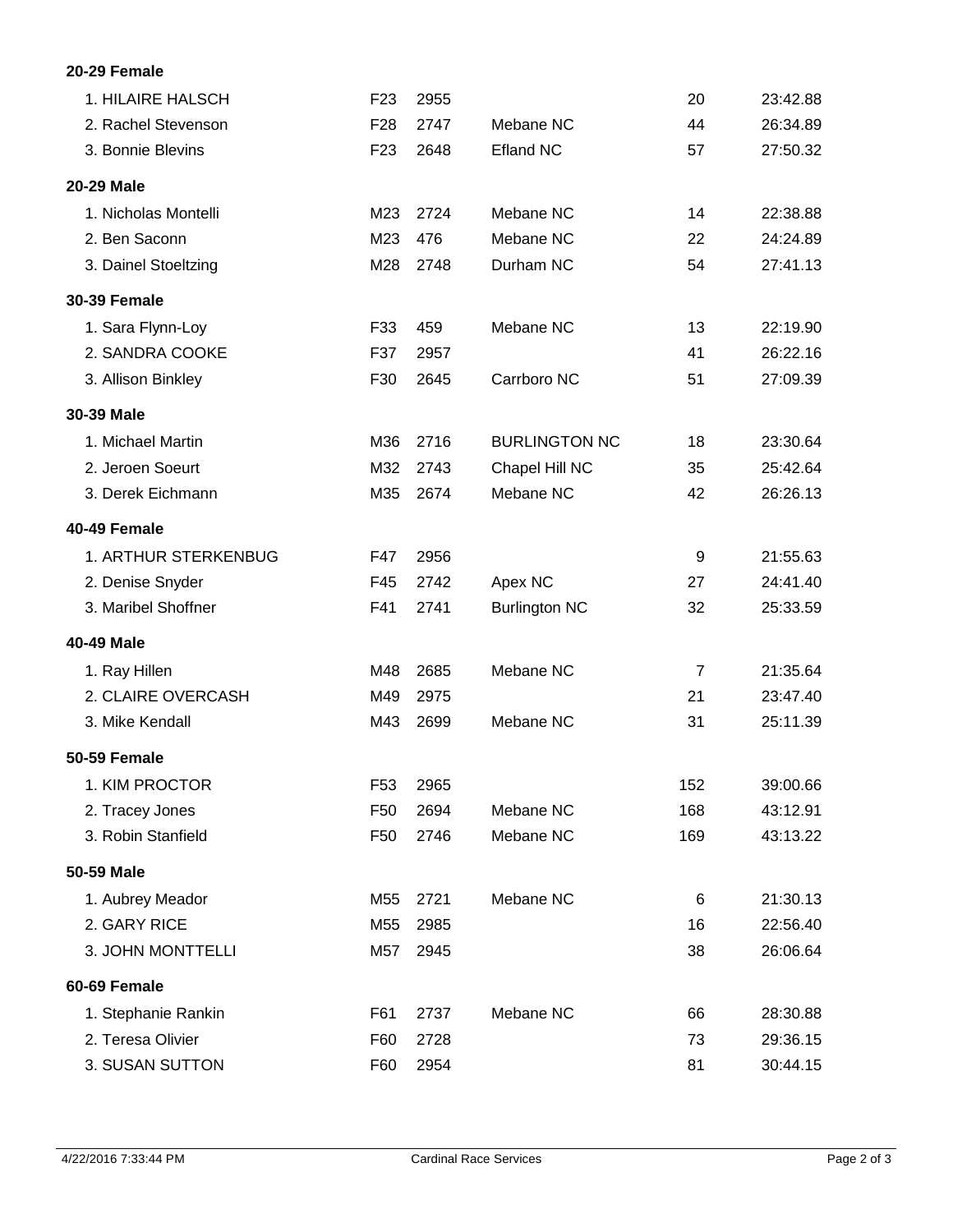**20-29 Female**

| | | | | | |
|---|---|---|---|---|---|
| 1. HILAIRE HALSCH | F23 | 2955 | | 20 | 23:42.88 |
| 2. Rachel Stevenson | F28 | 2747 | Mebane NC | 44 | 26:34.89 |
| 3. Bonnie Blevins | F23 | 2648 | Efland NC | 57 | 27:50.32 |

**20-29 Male**

| | | | | | |
|---|---|---|---|---|---|
| 1. Nicholas Montelli | M23 | 2724 | Mebane NC | 14 | 22:38.88 |
| 2. Ben Saconn | M23 | 476 | Mebane NC | 22 | 24:24.89 |
| 3. Dainel Stoeltzing | M28 | 2748 | Durham NC | 54 | 27:41.13 |

**30-39 Female**

| | | | | | |
|---|---|---|---|---|---|
| 1. Sara Flynn-Loy | F33 | 459 | Mebane NC | 13 | 22:19.90 |
| 2. SANDRA COOKE | F37 | 2957 | | 41 | 26:22.16 |
| 3. Allison Binkley | F30 | 2645 | Carrboro NC | 51 | 27:09.39 |

**30-39 Male**

| | | | | | |
|---|---|---|---|---|---|
| 1. Michael Martin | M36 | 2716 | BURLINGTON NC | 18 | 23:30.64 |
| 2. Jeroen Soeurt | M32 | 2743 | Chapel Hill NC | 35 | 25:42.64 |
| 3. Derek Eichmann | M35 | 2674 | Mebane NC | 42 | 26:26.13 |

**40-49 Female**

| | | | | | |
|---|---|---|---|---|---|
| 1. ARTHUR STERKENBUG | F47 | 2956 | | 9 | 21:55.63 |
| 2. Denise Snyder | F45 | 2742 | Apex NC | 27 | 24:41.40 |
| 3. Maribel Shoffner | F41 | 2741 | Burlington NC | 32 | 25:33.59 |

**40-49 Male**

| | | | | | |
|---|---|---|---|---|---|
| 1. Ray Hillen | M48 | 2685 | Mebane NC | 7 | 21:35.64 |
| 2. CLAIRE OVERCASH | M49 | 2975 | | 21 | 23:47.40 |
| 3. Mike Kendall | M43 | 2699 | Mebane NC | 31 | 25:11.39 |

**50-59 Female**

| | | | | | |
|---|---|---|---|---|---|
| 1. KIM PROCTOR | F53 | 2965 | | 152 | 39:00.66 |
| 2. Tracey Jones | F50 | 2694 | Mebane NC | 168 | 43:12.91 |
| 3. Robin Stanfield | F50 | 2746 | Mebane NC | 169 | 43:13.22 |

**50-59 Male**

| | | | | | |
|---|---|---|---|---|---|
| 1. Aubrey Meador | M55 | 2721 | Mebane NC | 6 | 21:30.13 |
| 2. GARY RICE | M55 | 2985 | | 16 | 22:56.40 |
| 3. JOHN MONTTELLI | M57 | 2945 | | 38 | 26:06.64 |

**60-69 Female**

| | | | | | |
|---|---|---|---|---|---|
| 1. Stephanie Rankin | F61 | 2737 | Mebane NC | 66 | 28:30.88 |
| 2. Teresa Olivier | F60 | 2728 | | 73 | 29:36.15 |
| 3. SUSAN SUTTON | F60 | 2954 | | 81 | 30:44.15 |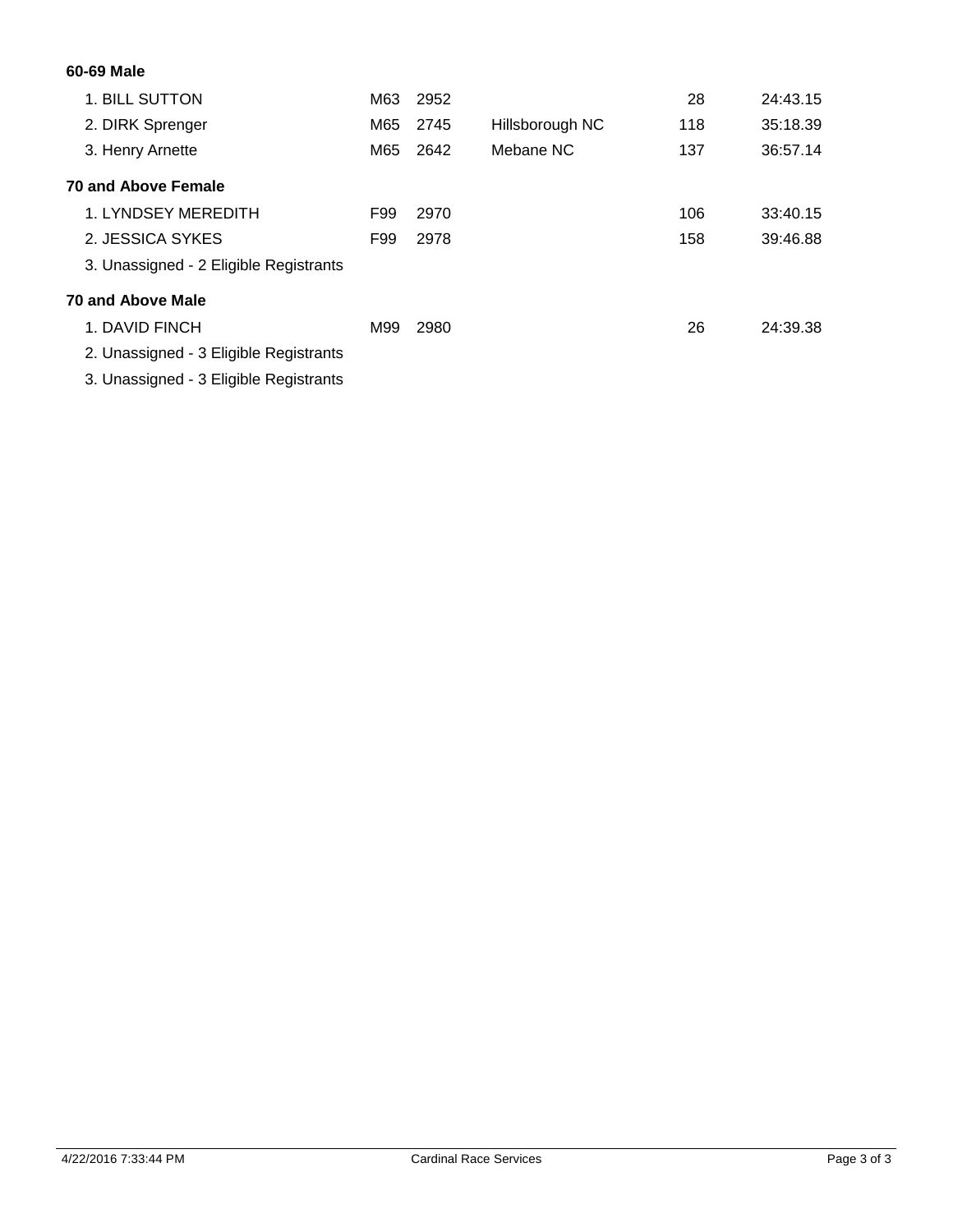**60-69 Male**

| | | | | | |
|---|---|---|---|---|---|
| 1. BILL SUTTON | M63 | 2952 | | 28 | 24:43.15 |
| 2. DIRK Sprenger | M65 | 2745 | Hillsborough NC | 118 | 35:18.39 |
| 3. Henry Arnette | M65 | 2642 | Mebane NC | 137 | 36:57.14 |

**70 and Above Female**

| | | | | | |
|---|---|---|---|---|---|
| 1. LYNDSEY MEREDITH | F99 | 2970 | | 106 | 33:40.15 |
| 2. JESSICA SYKES | F99 | 2978 | | 158 | 39:46.88 |
| 3. Unassigned - 2 Eligible Registrants | | | | | |

**70 and Above Male**

| | | | | | |
|---|---|---|---|---|---|
| 1. DAVID FINCH | M99 | 2980 | | 26 | 24:39.38 |
| 2. Unassigned - 3 Eligible Registrants | | | | | |
| 3. Unassigned - 3 Eligible Registrants | | | | | |